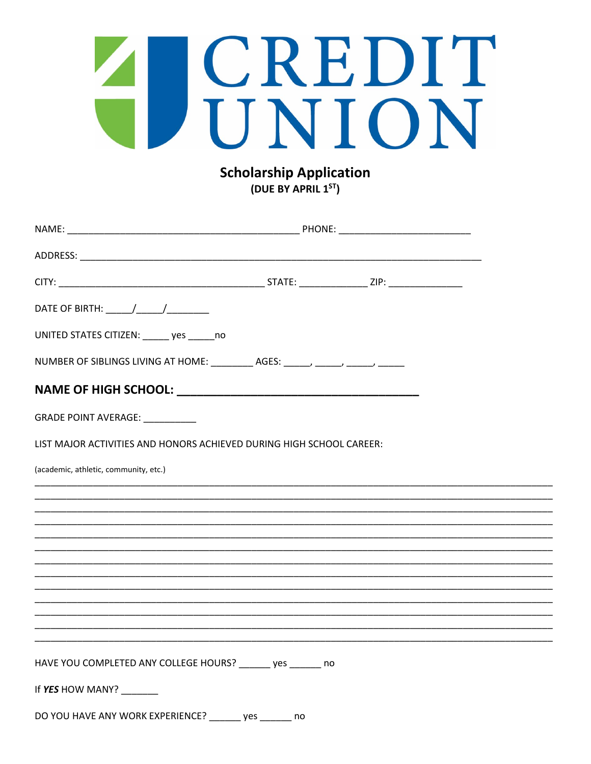CREDIT UNION

# Scholarship Application

**(DUE BY APRIL 1ST)**

NAME: ____________________________________________ PHONE: _________________________

ADDRESS: ____________________________________________________________________________

CITY: _______________________________________ STATE: _____________ ZIP: ______________

DATE OF BIRTH: _____/_____/________

UNITED STATES CITIZEN: _____ yes _____no

NUMBER OF SIBLINGS LIVING AT HOME: ________ AGES: _____, _____, _____, _____

**NAME OF HIGH SCHOOL: ___________________________________**

GRADE POINT AVERAGE: __________

LIST MAJOR ACTIVITIES AND HONORS ACHIEVED DURING HIGH SCHOOL CAREER:

(academic, athletic, community, etc.)

_____________________________________________________________________________________________
_____________________________________________________________________________________________
_____________________________________________________________________________________________
_____________________________________________________________________________________________
_____________________________________________________________________________________________
_____________________________________________________________________________________________
_____________________________________________________________________________________________
_____________________________________________________________________________________________
_____________________________________________________________________________________________
_____________________________________________________________________________________________
_____________________________________________________________________________________________
_____________________________________________________________________________________________
_____________________________________________________________________________________________

HAVE YOU COMPLETED ANY COLLEGE HOURS? ______ yes ______ no

If ***YES*** HOW MANY? _______

DO YOU HAVE ANY WORK EXPERIENCE? ______ yes ______ no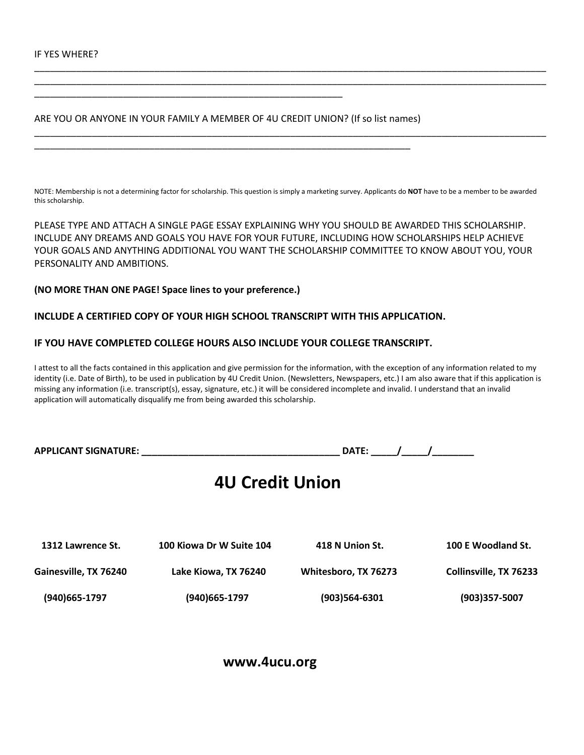IF YES WHERE?

___________________________________________________________________________________________________
___________________________________________________________________________________________________
___________________________________________________________

ARE YOU OR ANYONE IN YOUR FAMILY A MEMBER OF 4U CREDIT UNION? (If so list names)

___________________________________________________________________________________________________
__________________________________________________________________________

NOTE: Membership is not a determining factor for scholarship. This question is simply a marketing survey. Applicants do **NOT** have to be a member to be awarded this scholarship.

PLEASE TYPE AND ATTACH A SINGLE PAGE ESSAY EXPLAINING WHY YOU SHOULD BE AWARDED THIS SCHOLARSHIP. INCLUDE ANY DREAMS AND GOALS YOU HAVE FOR YOUR FUTURE, INCLUDING HOW SCHOLARSHIPS HELP ACHIEVE YOUR GOALS AND ANYTHING ADDITIONAL YOU WANT THE SCHOLARSHIP COMMITTEE TO KNOW ABOUT YOU, YOUR PERSONALITY AND AMBITIONS.

**(NO MORE THAN ONE PAGE! Space lines to your preference.)**

**INCLUDE A CERTIFIED COPY OF YOUR HIGH SCHOOL TRANSCRIPT WITH THIS APPLICATION.**

**IF YOU HAVE COMPLETED COLLEGE HOURS ALSO INCLUDE YOUR COLLEGE TRANSCRIPT.**

I attest to all the facts contained in this application and give permission for the information, with the exception of any information related to my identity (i.e. Date of Birth), to be used in publication by 4U Credit Union. (Newsletters, Newspapers, etc.) I am also aware that if this application is missing any information (i.e. transcript(s), essay, signature, etc.) it will be considered incomplete and invalid. I understand that an invalid application will automatically disqualify me from being awarded this scholarship.

**APPLICANT SIGNATURE: _____________________________________ DATE: _____/_____/________**

# 4U Credit Union

| | | | |
|---|---|---|---|
| **1312 Lawrence St.** | **100 Kiowa Dr W Suite 104** | **418 N Union St.** | **100 E Woodland St.** |
| **Gainesville, TX 76240** | **Lake Kiowa, TX 76240** | **Whitesboro, TX 76273** | **Collinsville, TX 76233** |
| **(940)665-1797** | **(940)665-1797** | **(903)564-6301** | **(903)357-5007** |

**www.4ucu.org**